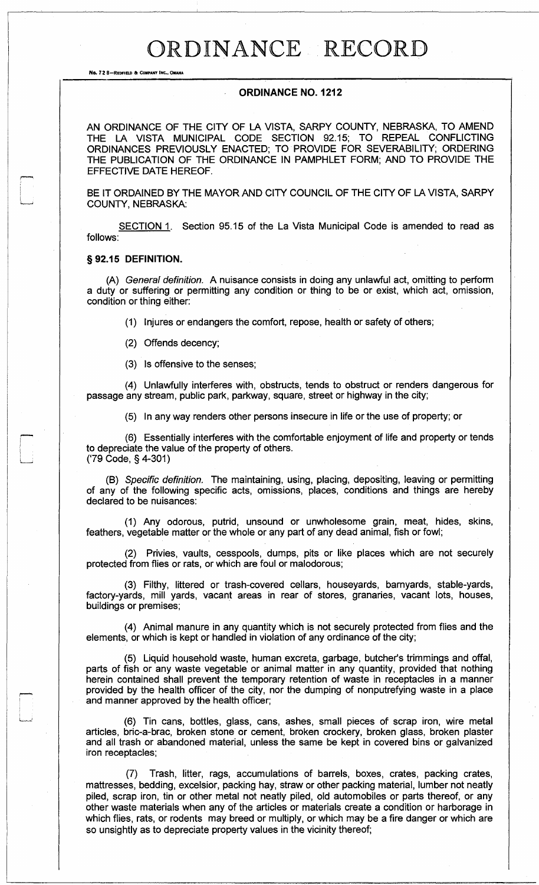# ORDINANCE RECORD

No. 72 8—REDFIELD & COMPANY INC., OMAHA

## ORDINANCE NO. 1212

AN ORDINANCE OF THE CITY OF LA VISTA, SARPY COUNTY, NEBRASKA, TO AMEND THE LA VISTA MUNICIPAL CODE SECTION 92.15; TO REPEAL CONFLICTING ORDINANCES PREVIOUSLY ENACTED; TO PROVIDE FOR SEVERABILITY; ORDERING THE PUBLICATION OF THE ORDINANCE IN PAMPHLET FORM; AND TO PROVIDE THE EFFECTIVE DATE HEREOF.

BE IT ORDAINED BY THE MAYOR AND CITY COUNCIL OF THE CITY OF LA VISTA, SARPY COUNTY, NEBRASKA:

<u>SECTION 1</u>. Section 95.15 of the La Vista Municipal Code is amended to read as follows:

### § 92.15 DEFINITION.

(A) *General definition.* A nuisance consists in doing any unlawful act, omitting to perform a duty or suffering or permitting any condition or thing to be or exist, which act, omission, condition or thing either:

(1) Injures or endangers the comfort, repose, health or safety of others;

(2) Offends decency;

(3) Is offensive to the senses;

(4) Unlawfully interferes with, obstructs, tends to obstruct or renders dangerous for passage any stream, public park, parkway, square, street or highway in the city;

(5) In any way renders other persons insecure in life or the use of property; or

(6) Essentially interferes with the comfortable enjoyment of life and property or tends to depreciate the value of the property of others.
('79 Code, § 4-301)

(B) *Specific definition.* The maintaining, using, placing, depositing, leaving or permitting of any of the following specific acts, omissions, places, conditions and things are hereby declared to be nuisances:

(1) Any odorous, putrid, unsound or unwholesome grain, meat, hides, skins, feathers, vegetable matter or the whole or any part of any dead animal, fish or fowl;

(2) Privies, vaults, cesspools, dumps, pits or like places which are not securely protected from flies or rats, or which are foul or malodorous;

(3) Filthy, littered or trash-covered cellars, houseyards, barnyards, stable-yards, factory-yards, mill yards, vacant areas in rear of stores, granaries, vacant lots, houses, buildings or premises;

(4) Animal manure in any quantity which is not securely protected from flies and the elements, or which is kept or handled in violation of any ordinance of the city;

(5) Liquid household waste, human excreta, garbage, butcher's trimmings and offal, parts of fish or any waste vegetable or animal matter in any quantity, provided that nothing herein contained shall prevent the temporary retention of waste in receptacles in a manner provided by the health officer of the city, nor the dumping of nonputrefying waste in a place and manner approved by the health officer;

(6) Tin cans, bottles, glass, cans, ashes, small pieces of scrap iron, wire metal articles, bric-a-brac, broken stone or cement, broken crockery, broken glass, broken plaster and all trash or abandoned material, unless the same be kept in covered bins or galvanized iron receptacles;

(7) Trash, litter, rags, accumulations of barrels, boxes, crates, packing crates, mattresses, bedding, excelsior, packing hay, straw or other packing material, lumber not neatly piled, scrap iron, tin or other metal not neatly piled, old automobiles or parts thereof, or any other waste materials when any of the articles or materials create a condition or harborage in which flies, rats, or rodents may breed or multiply, or which may be a fire danger or which are so unsightly as to depreciate property values in the vicinity thereof;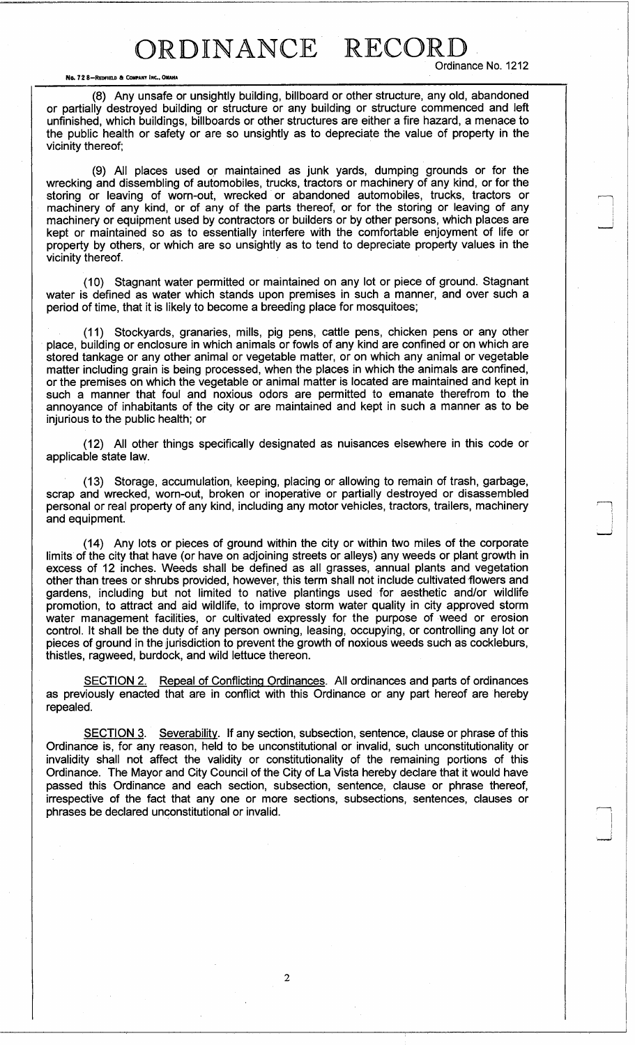(8) Any unsafe or unsightly building, billboard or other structure, any old, abandoned or partially destroyed building or structure or any building or structure commenced and left unfinished, which buildings, billboards or other structures are either a fire hazard, a menace to the public health or safety or are so unsightly as to depreciate the value of property in the vicinity thereof;

(9) All places used or maintained as junk yards, dumping grounds or for the wrecking and dissembling of automobiles, trucks, tractors or machinery of any kind, or for the storing or leaving of worn-out, wrecked or abandoned automobiles, trucks, tractors or machinery of any kind, or of any of the parts thereof, or for the storing or leaving of any machinery or equipment used by contractors or builders or by other persons, which places are kept or maintained so as to essentially interfere with the comfortable enjoyment of life or property by others, or which are so unsightly as to tend to depreciate property values in the vicinity thereof.

(10) Stagnant water permitted or maintained on any lot or piece of ground. Stagnant water is defined as water which stands upon premises in such a manner, and over such a period of time, that it is likely to become a breeding place for mosquitoes;

(11) Stockyards, granaries, mills, pig pens, cattle pens, chicken pens or any other place, building or enclosure in which animals or fowls of any kind are confined or on which are stored tankage or any other animal or vegetable matter, or on which any animal or vegetable matter including grain is being processed, when the places in which the animals are confined, or the premises on which the vegetable or animal matter is located are maintained and kept in such a manner that foul and noxious odors are permitted to emanate therefrom to the annoyance of inhabitants of the city or are maintained and kept in such a manner as to be injurious to the public health; or

(12) All other things specifically designated as nuisances elsewhere in this code or applicable state law.

(13) Storage, accumulation, keeping, placing or allowing to remain of trash, garbage, scrap and wrecked, worn-out, broken or inoperative or partially destroyed or disassembled personal or real property of any kind, including any motor vehicles, tractors, trailers, machinery and equipment.

(14) Any lots or pieces of ground within the city or within two miles of the corporate limits of the city that have (or have on adjoining streets or alleys) any weeds or plant growth in excess of 12 inches. Weeds shall be defined as all grasses, annual plants and vegetation other than trees or shrubs provided, however, this term shall not include cultivated flowers and gardens, including but not limited to native plantings used for aesthetic and/or wildlife promotion, to attract and aid wildlife, to improve storm water quality in city approved storm water management facilities, or cultivated expressly for the purpose of weed or erosion control. It shall be the duty of any person owning, leasing, occupying, or controlling any lot or pieces of ground in the jurisdiction to prevent the growth of noxious weeds such as cockleburs, thistles, ragweed, burdock, and wild lettuce thereon.

SECTION 2. Repeal of Conflicting Ordinances. All ordinances and parts of ordinances as previously enacted that are in conflict with this Ordinance or any part hereof are hereby repealed.

SECTION 3. Severability. If any section, subsection, sentence, clause or phrase of this Ordinance is, for any reason, held to be unconstitutional or invalid, such unconstitutionality or invalidity shall not affect the validity or constitutionality of the remaining portions of this Ordinance. The Mayor and City Council of the City of La Vista hereby declare that it would have passed this Ordinance and each section, subsection, sentence, clause or phrase thereof, irrespective of the fact that any one or more sections, subsections, sentences, clauses or phrases be declared unconstitutional or invalid.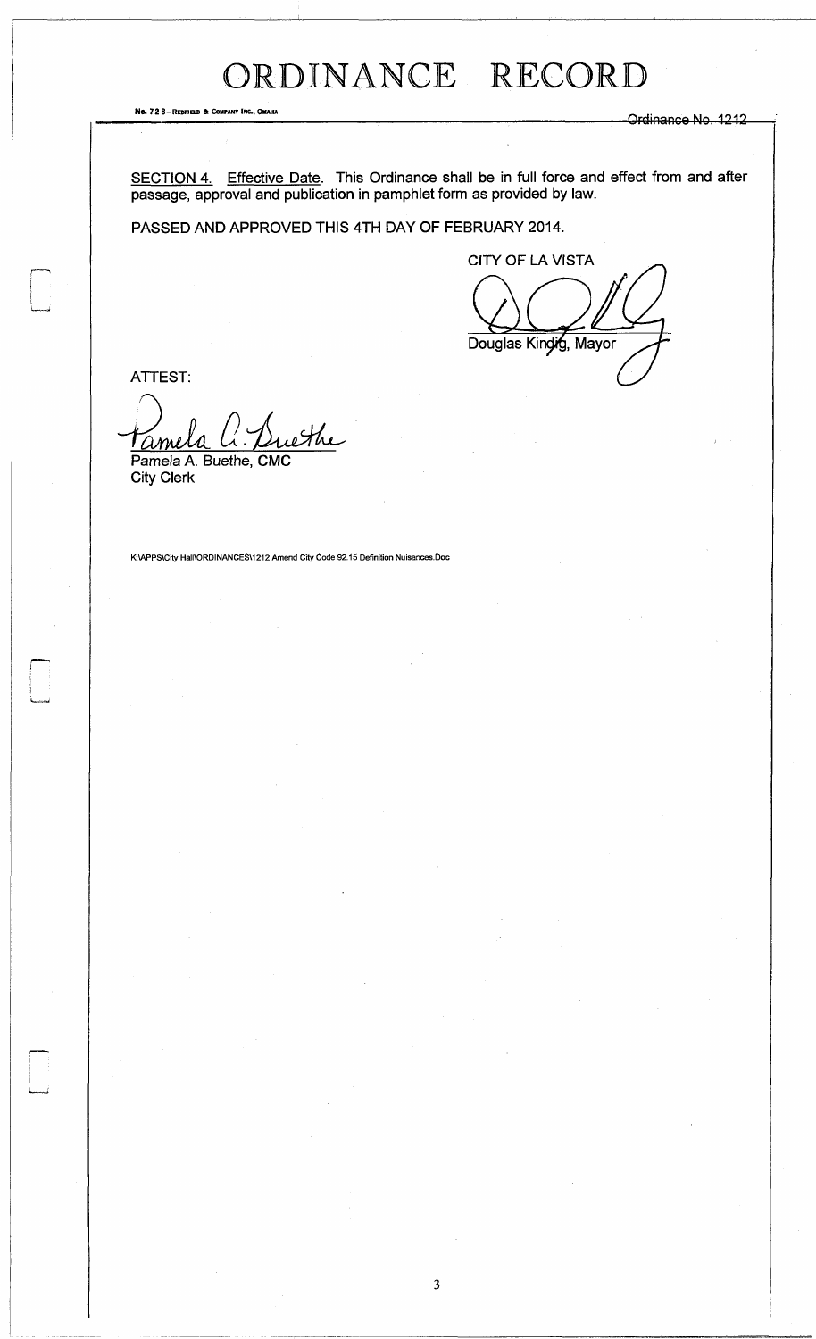SECTION 4. Effective Date. This Ordinance shall be in full force and effect from and after passage, approval and publication in pamphlet form as provided by law.

PASSED AND APPROVED THIS 4TH DAY OF FEBRUARY 2014.

CITY OF LA VISTA

Douglas Kindig, Mayor

ATTEST:

Pamela A. Buethe, CMC
City Clerk

K:\APPS\City Hall\ORDINANCES\1212 Amend City Code 92.15 Definition Nuisances.Doc